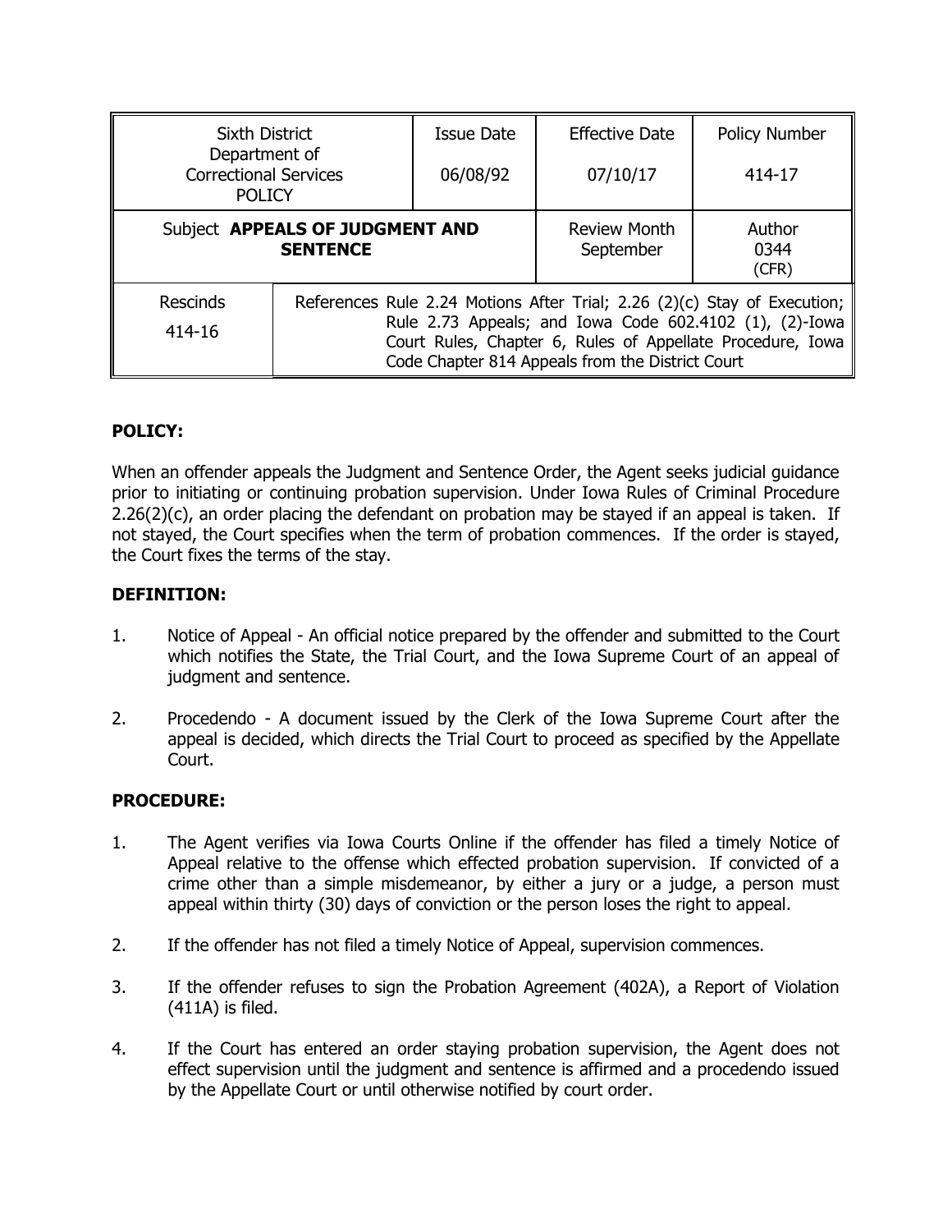| Sixth District Department of Correctional Services POLICY | | Issue Date 06/08/92 | Effective Date 07/10/17 | Policy Number 414-17 |
|---|---|---|---|---|
| Subject **APPEALS OF JUDGMENT AND SENTENCE** | | | Review Month September | Author 0344 (CFR) |
| Rescinds 414-16 | References Rule 2.24 Motions After Trial; 2.26 (2)(c) Stay of Execution; Rule 2.73 Appeals; and Iowa Code 602.4102 (1), (2)-Iowa Court Rules, Chapter 6, Rules of Appellate Procedure, Iowa Code Chapter 814 Appeals from the District Court | | | |

## POLICY:

When an offender appeals the Judgment and Sentence Order, the Agent seeks judicial guidance prior to initiating or continuing probation supervision. Under Iowa Rules of Criminal Procedure 2.26(2)(c), an order placing the defendant on probation may be stayed if an appeal is taken. If not stayed, the Court specifies when the term of probation commences. If the order is stayed, the Court fixes the terms of the stay.

## DEFINITION:

1. Notice of Appeal - An official notice prepared by the offender and submitted to the Court which notifies the State, the Trial Court, and the Iowa Supreme Court of an appeal of judgment and sentence.

2. Procedendo - A document issued by the Clerk of the Iowa Supreme Court after the appeal is decided, which directs the Trial Court to proceed as specified by the Appellate Court.

## PROCEDURE:

1. The Agent verifies via Iowa Courts Online if the offender has filed a timely Notice of Appeal relative to the offense which effected probation supervision. If convicted of a crime other than a simple misdemeanor, by either a jury or a judge, a person must appeal within thirty (30) days of conviction or the person loses the right to appeal.

2. If the offender has not filed a timely Notice of Appeal, supervision commences.

3. If the offender refuses to sign the Probation Agreement (402A), a Report of Violation (411A) is filed.

4. If the Court has entered an order staying probation supervision, the Agent does not effect supervision until the judgment and sentence is affirmed and a procedendo issued by the Appellate Court or until otherwise notified by court order.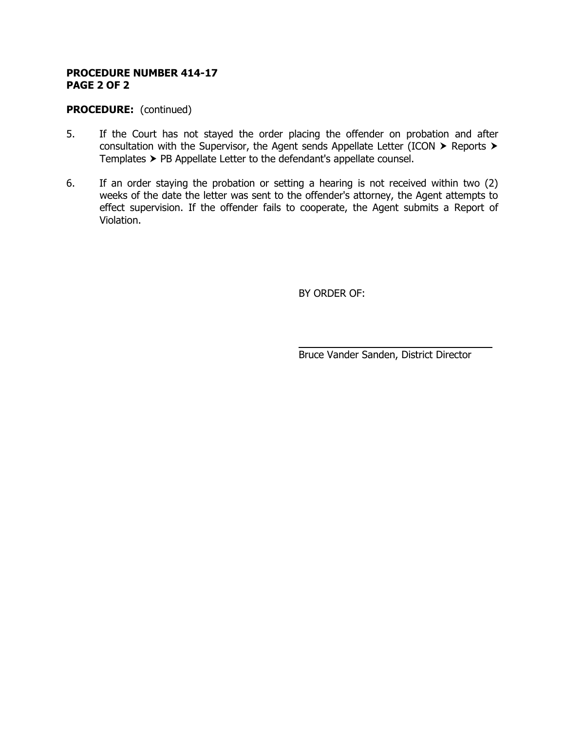**PROCEDURE NUMBER 414-17**
**PAGE 2 OF 2**

**PROCEDURE:** (continued)

5. If the Court has not stayed the order placing the offender on probation and after consultation with the Supervisor, the Agent sends Appellate Letter (ICON ➤ Reports ➤ Templates ➤ PB Appellate Letter to the defendant's appellate counsel.

6. If an order staying the probation or setting a hearing is not received within two (2) weeks of the date the letter was sent to the offender's attorney, the Agent attempts to effect supervision. If the offender fails to cooperate, the Agent submits a Report of Violation.

BY ORDER OF:

Bruce Vander Sanden, District Director